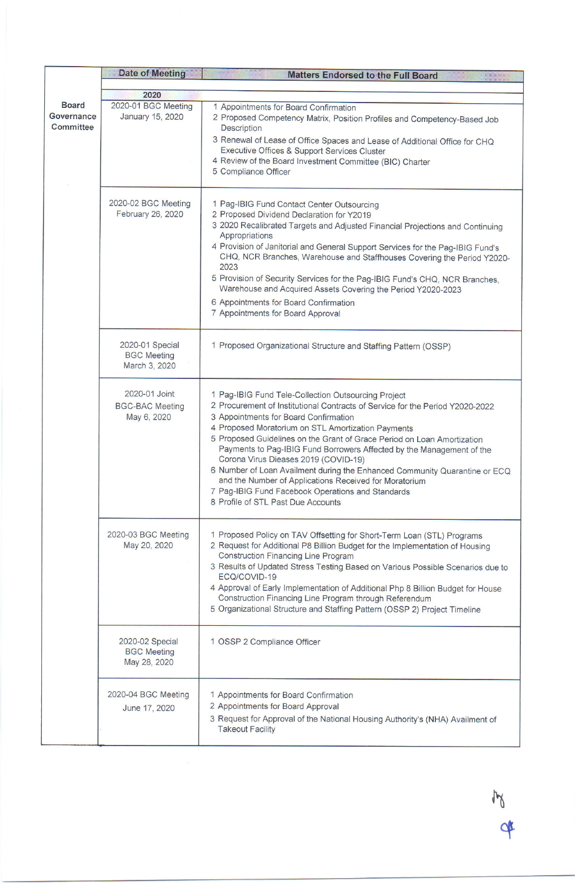| | Date of Meeting | Matters Endorsed to the Full Board |
|---|---|---|
| | **2020** | |
| **Board Governance Committee** | 2020-01 BGC Meeting<br>January 15, 2020 | 1 Appointments for Board Confirmation<br>2 Proposed Competency Matrix, Position Profiles and Competency-Based Job Description<br>3 Renewal of Lease of Office Spaces and Lease of Additional Office for CHQ Executive Offices & Support Services Cluster<br>4 Review of the Board Investment Committee (BIC) Charter<br>5 Compliance Officer |
| | 2020-02 BGC Meeting<br>February 26, 2020 | 1 Pag-IBIG Fund Contact Center Outsourcing<br>2 Proposed Dividend Declaration for Y2019<br>3 2020 Recalibrated Targets and Adjusted Financial Projections and Continuing Appropriations<br>4 Provision of Janitorial and General Support Services for the Pag-IBIG Fund's CHQ, NCR Branches, Warehouse and Staffhouses Covering the Period Y2020-2023<br>5 Provision of Security Services for the Pag-IBIG Fund's CHQ, NCR Branches, Warehouse and Acquired Assets Covering the Period Y2020-2023<br>6 Appointments for Board Confirmation<br>7 Appointments for Board Approval |
| | 2020-01 Special BGC Meeting<br>March 3, 2020 | 1 Proposed Organizational Structure and Staffing Pattern (OSSP) |
| | 2020-01 Joint BGC-BAC Meeting<br>May 6, 2020 | 1 Pag-IBIG Fund Tele-Collection Outsourcing Project<br>2 Procurement of Institutional Contracts of Service for the Period Y2020-2022<br>3 Appointments for Board Confirmation<br>4 Proposed Moratorium on STL Amortization Payments<br>5 Proposed Guidelines on the Grant of Grace Period on Loan Amortization Payments to Pag-IBIG Fund Borrowers Affected by the Management of the Corona Virus Dieases 2019 (COVID-19)<br>6 Number of Loan Availment during the Enhanced Community Quarantine or ECQ and the Number of Applications Received for Moratorium<br>7 Pag-IBIG Fund Facebook Operations and Standards<br>8 Profile of STL Past Due Accounts |
| | 2020-03 BGC Meeting<br>May 20, 2020 | 1 Proposed Policy on TAV Offsetting for Short-Term Loan (STL) Programs<br>2 Request for Additional P8 Billion Budget for the Implementation of Housing Construction Financing Line Program<br>3 Results of Updated Stress Testing Based on Various Possible Scenarios due to ECQ/COVID-19<br>4 Approval of Early Implementation of Additional Php 8 Billion Budget for House Construction Financing Line Program through Referendum<br>5 Organizational Structure and Staffing Pattern (OSSP 2) Project Timeline |
| | 2020-02 Special BGC Meeting<br>May 28, 2020 | 1 OSSP 2 Compliance Officer |
| | 2020-04 BGC Meeting<br>June 17, 2020 | 1 Appointments for Board Confirmation<br>2 Appointments for Board Approval<br>3 Request for Approval of the National Housing Authority's (NHA) Availment of Takeout Facility |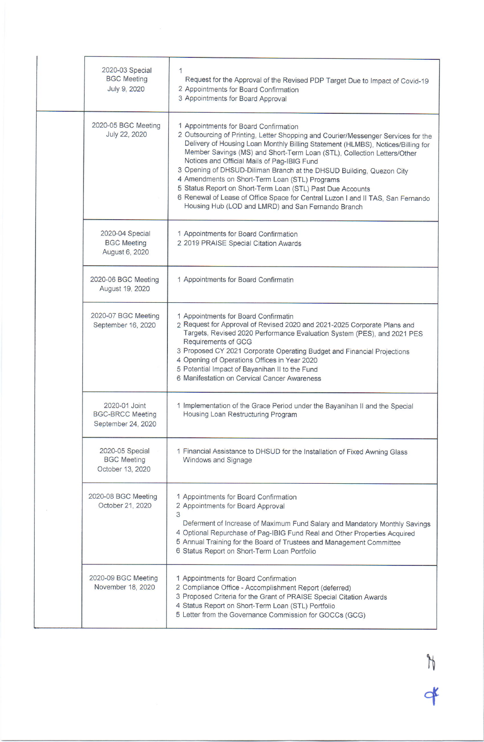| | | |
|---|---|---|
| | 2020-03 Special BGC Meeting July 9, 2020 | 1 Request for the Approval of the Revised PDP Target Due to Impact of Covid-19<br>2 Appointments for Board Confirmation<br>3 Appointments for Board Approval |
| | 2020-05 BGC Meeting July 22, 2020 | 1 Appointments for Board Confirmation<br>2 Outsourcing of Printing, Letter Shopping and Courier/Messenger Services for the Delivery of Housing Loan Monthly Billing Statement (HLMBS), Notices/Billing for Member Savings (MS) and Short-Term Loan (STL), Collection Letters/Other Notices and Official Mails of Pag-IBIG Fund<br>3 Opening of DHSUD-Diliman Branch at the DHSUD Building, Quezon City<br>4 Amendments on Short-Term Loan (STL) Programs<br>5 Status Report on Short-Term Loan (STL) Past Due Accounts<br>6 Renewal of Lease of Office Space for Central Luzon I and II TAS, San Fernando Housing Hub (LOD and LMRD) and San Fernando Branch |
| | 2020-04 Special BGC Meeting August 6, 2020 | 1 Appointments for Board Confirmation<br>2 2019 PRAISE Special Citation Awards |
| | 2020-06 BGC Meeting August 19, 2020 | 1 Appointments for Board Confirmatin |
| | 2020-07 BGC Meeting September 16, 2020 | 1 Appointments for Board Confirmatin<br>2 Request for Approval of Revised 2020 and 2021-2025 Corporate Plans and Targets, Revised 2020 Performance Evaluation System (PES), and 2021 PES Requirements of GCG<br>3 Proposed CY 2021 Corporate Operating Budget and Financial Projections<br>4 Opening of Operations Offices in Year 2020<br>5 Potential Impact of Bayanihan II to the Fund<br>6 Manifestation on Cervical Cancer Awareness |
| | 2020-01 Joint BGC-BRCC Meeting September 24, 2020 | 1 Implementation of the Grace Period under the Bayanihan II and the Special Housing Loan Restructuring Program |
| | 2020-05 Special BGC Meeting October 13, 2020 | 1 Financial Assistance to DHSUD for the Installation of Fixed Awning Glass Windows and Signage |
| | 2020-08 BGC Meeting October 21, 2020 | 1 Appointments for Board Confirmation<br>2 Appointments for Board Approval<br>3 Deferment of Increase of Maximum Fund Salary and Mandatory Monthly Savings<br>4 Optional Repurchase of Pag-IBIG Fund Real and Other Properties Acquired<br>5 Annual Training for the Board of Trustees and Management Committee<br>6 Status Report on Short-Term Loan Portfolio |
| | 2020-09 BGC Meeting November 18, 2020 | 1 Appointments for Board Confirmation<br>2 Compliance Office - Accomplishment Report (deferred)<br>3 Proposed Criteria for the Grant of PRAISE Special Citation Awards<br>4 Status Report on Short-Term Loan (STL) Portfolio<br>5 Letter from the Governance Commission for GOCCs (GCG) |